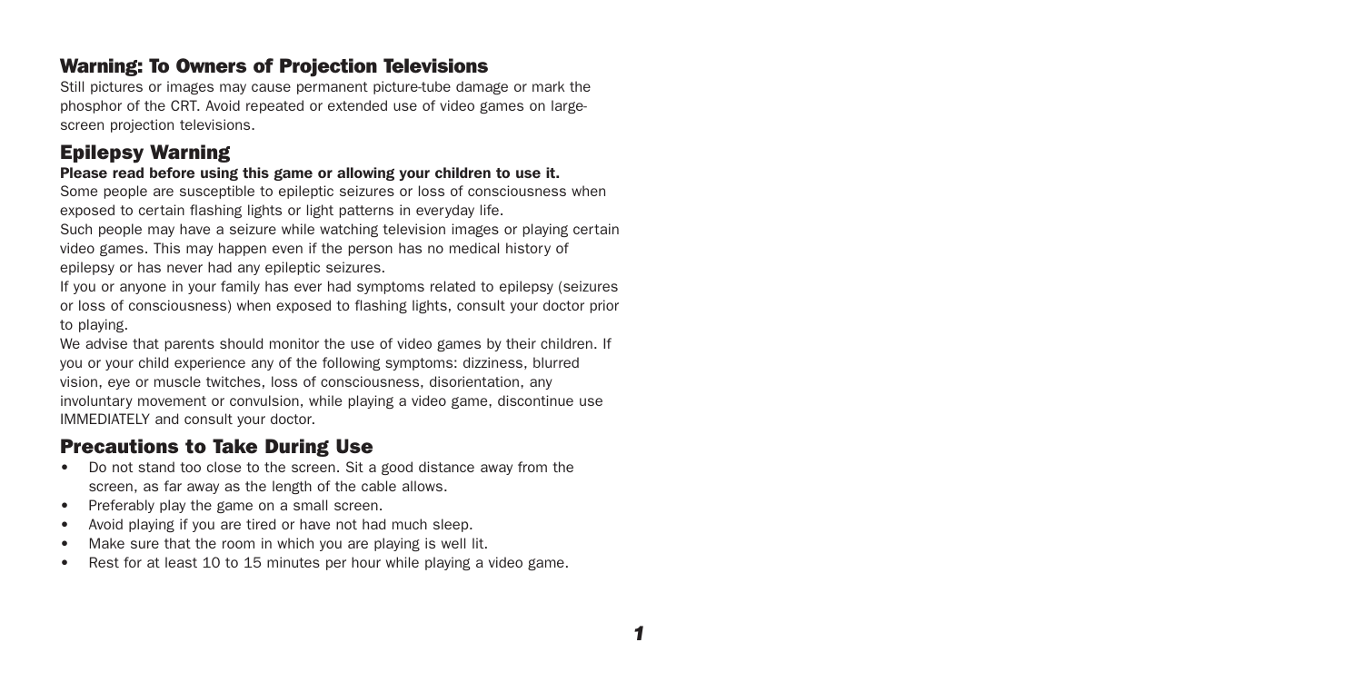## Warning: To Owners of Projection Televisions

Still pictures or images may cause permanent picture-tube damage or mark the phosphor of the CRT. Avoid repeated or extended use of video games on large-screen projection televisions.

## Epilepsy Warning

**Please read before using this game or allowing your children to use it.**

Some people are susceptible to epileptic seizures or loss of consciousness when exposed to certain flashing lights or light patterns in everyday life.

Such people may have a seizure while watching television images or playing certain video games. This may happen even if the person has no medical history of epilepsy or has never had any epileptic seizures.

If you or anyone in your family has ever had symptoms related to epilepsy (seizures or loss of consciousness) when exposed to flashing lights, consult your doctor prior to playing.

We advise that parents should monitor the use of video games by their children. If you or your child experience any of the following symptoms: dizziness, blurred vision, eye or muscle twitches, loss of consciousness, disorientation, any involuntary movement or convulsion, while playing a video game, discontinue use IMMEDIATELY and consult your doctor.

## Precautions to Take During Use

- Do not stand too close to the screen. Sit a good distance away from the screen, as far away as the length of the cable allows.
- Preferably play the game on a small screen.
- Avoid playing if you are tired or have not had much sleep.
- Make sure that the room in which you are playing is well lit.
- Rest for at least 10 to 15 minutes per hour while playing a video game.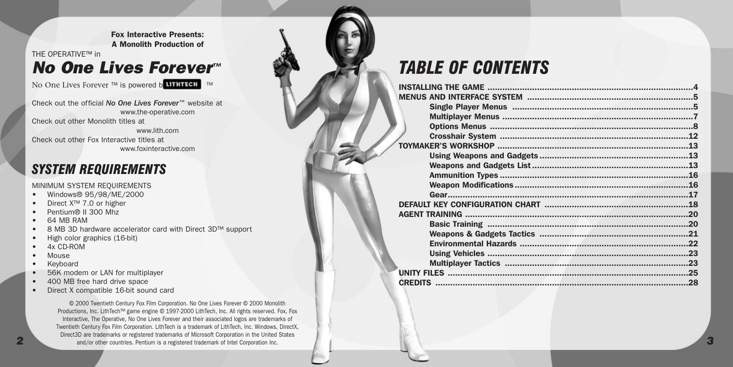**Fox Interactive Presents:**
**A Monolith Production of**

THE OPERATIVE™ in

# *No One Lives Forever™*

No One Lives Forever ™ is powered by LITHTECH ™

Check out the official *No One Lives Forever*™ website at www.the-operative.com

Check out other Monolith titles at www.lith.com

Check out other Fox Interactive titles at www.foxinteractive.com

## *SYSTEM REQUIREMENTS*

MINIMUM SYSTEM REQUIREMENTS

- Windows® 95/98/ME/2000
- Direct X™ 7.0 or higher
- Pentium® II 300 Mhz
- 64 MB RAM
- 8 MB 3D hardware accelerator card with Direct 3D™ support
- High color graphics (16-bit)
- 4x CD-ROM
- Mouse
- Keyboard
- 56K modem or LAN for multiplayer
- 400 MB free hard drive space
- Direct X compatible 16-bit sound card

© 2000 Twentieth Century Fox Film Corporation. No One Lives Forever © 2000 Monolith Productions, Inc. LithTech™ game engine © 1997-2000 LithTech, Inc. All rights reserved. Fox, Fox Interactive, The Operative, No One Lives Forever and their associated logos are trademarks of Twentieth Century Fox Film Corporation. LithTech is a trademark of LithTech, Inc. Windows, DirectX, Direct3D are trademarks or registered trademarks of Microsoft Corporation in the United States and/or other countries. Pentium is a registered trademark of Intel Corporation Inc.

## *TABLE OF CONTENTS*

**INSTALLING THE GAME** ....................4

**MENUS AND INTERFACE SYSTEM** ....................5

- **Single Player Menus** ....................5
- **Multiplayer Menus** ....................7
- **Options Menus** ....................8
- **Crosshair System** ....................12

**TOYMAKER'S WORKSHOP** ....................13

- **Using Weapons and Gadgets** ....................13
- **Weapons and Gadgets List** ....................13
- **Ammunition Types** ....................16
- **Weapon Modifications** ....................16
- **Gear** ....................17

**DEFAULT KEY CONFIGURATION CHART** ....................18

**AGENT TRAINING** ....................20

- **Basic Training** ....................20
- **Weapons & Gadgets Tactics** ....................21
- **Environmental Hazards** ....................22
- **Using Vehicles** ....................23
- **Multiplayer Tactics** ....................23

**UNITY FILES** ....................25

**CREDITS** ....................28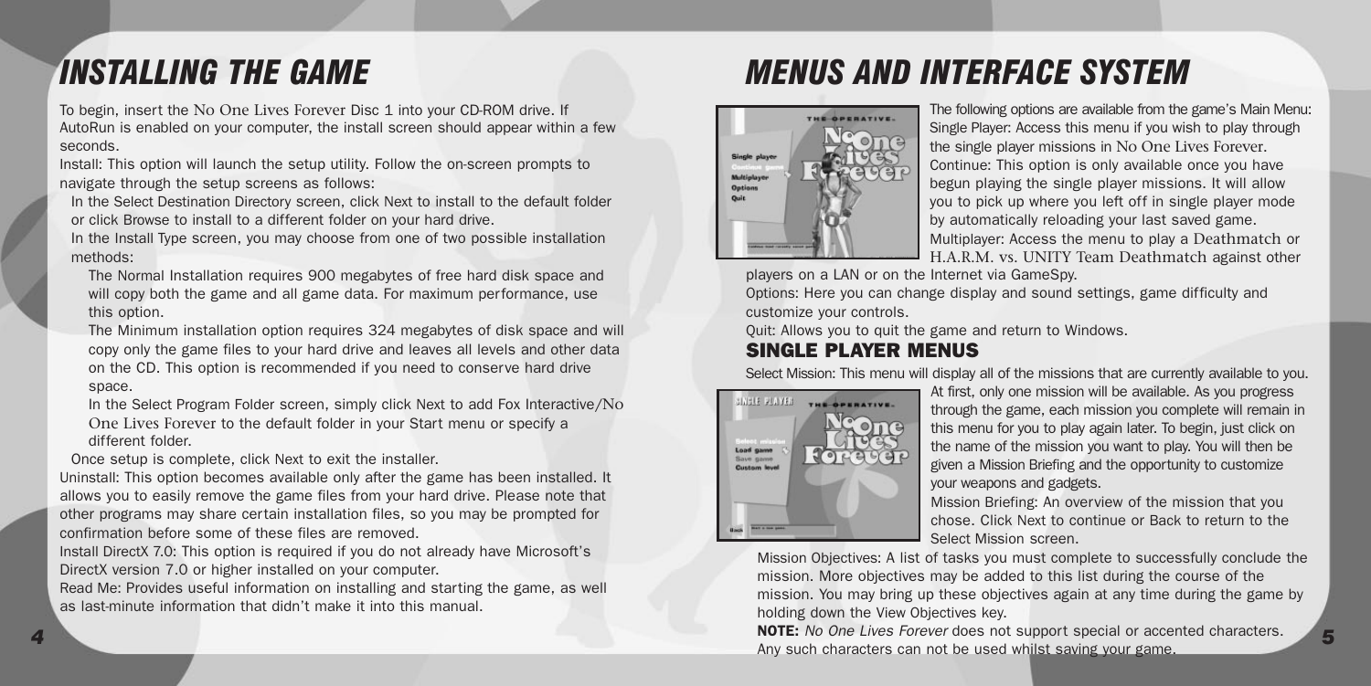# INSTALLING THE GAME

To begin, insert the No One Lives Forever Disc 1 into your CD-ROM drive. If AutoRun is enabled on your computer, the install screen should appear within a few seconds.

Install: This option will launch the setup utility. Follow the on-screen prompts to navigate through the setup screens as follows:

- In the Select Destination Directory screen, click Next to install to the default folder or click Browse to install to a different folder on your hard drive.
- In the Install Type screen, you may choose from one of two possible installation methods:
  - The Normal Installation requires 900 megabytes of free hard disk space and will copy both the game and all game data. For maximum performance, use this option.
  - The Minimum installation option requires 324 megabytes of disk space and will copy only the game files to your hard drive and leaves all levels and other data on the CD. This option is recommended if you need to conserve hard drive space.
  - In the Select Program Folder screen, simply click Next to add Fox Interactive/No One Lives Forever to the default folder in your Start menu or specify a different folder.
- Once setup is complete, click Next to exit the installer.

Uninstall: This option becomes available only after the game has been installed. It allows you to easily remove the game files from your hard drive. Please note that other programs may share certain installation files, so you may be prompted for confirmation before some of these files are removed.

Install DirectX 7.0: This option is required if you do not already have Microsoft's DirectX version 7.0 or higher installed on your computer.

Read Me: Provides useful information on installing and starting the game, as well as last-minute information that didn't make it into this manual.

# MENUS AND INTERFACE SYSTEM

The following options are available from the game's Main Menu:

Single Player: Access this menu if you wish to play through the single player missions in No One Lives Forever.

Continue: This option is only available once you have begun playing the single player missions. It will allow you to pick up where you left off in single player mode by automatically reloading your last saved game.

Multiplayer: Access the menu to play a Deathmatch or H.A.R.M. vs. UNITY Team Deathmatch against other players on a LAN or on the Internet via GameSpy.

Options: Here you can change display and sound settings, game difficulty and customize your controls.

Quit: Allows you to quit the game and return to Windows.

## SINGLE PLAYER MENUS

Select Mission: This menu will display all of the missions that are currently available to you. At first, only one mission will be available. As you progress through the game, each mission you complete will remain in this menu for you to play again later. To begin, just click on the name of the mission you want to play. You will then be given a Mission Briefing and the opportunity to customize your weapons and gadgets.

Mission Briefing: An overview of the mission that you chose. Click Next to continue or Back to return to the Select Mission screen.

Mission Objectives: A list of tasks you must complete to successfully conclude the mission. More objectives may be added to this list during the course of the mission. You may bring up these objectives again at any time during the game by holding down the View Objectives key.

**NOTE:** *No One Lives Forever* does not support special or accented characters. Any such characters can not be used whilst saving your game.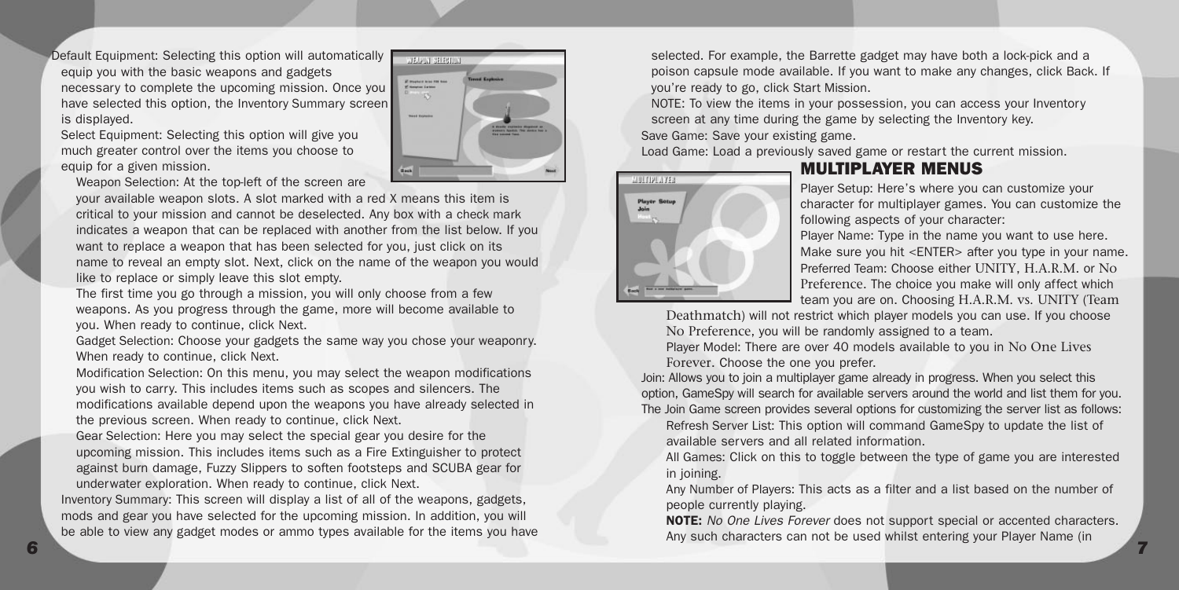Default Equipment: Selecting this option will automatically equip you with the basic weapons and gadgets necessary to complete the upcoming mission. Once you have selected this option, the Inventory Summary screen is displayed.

Select Equipment: Selecting this option will give you much greater control over the items you choose to equip for a given mission.

Weapon Selection: At the top-left of the screen are your available weapon slots. A slot marked with a red X means this item is critical to your mission and cannot be deselected. Any box with a check mark indicates a weapon that can be replaced with another from the list below. If you want to replace a weapon that has been selected for you, just click on its name to reveal an empty slot. Next, click on the name of the weapon you would like to replace or simply leave this slot empty.

The first time you go through a mission, you will only choose from a few weapons. As you progress through the game, more will become available to you. When ready to continue, click Next.

Gadget Selection: Choose your gadgets the same way you chose your weaponry. When ready to continue, click Next.

Modification Selection: On this menu, you may select the weapon modifications you wish to carry. This includes items such as scopes and silencers. The modifications available depend upon the weapons you have already selected in the previous screen. When ready to continue, click Next.

Gear Selection: Here you may select the special gear you desire for the upcoming mission. This includes items such as a Fire Extinguisher to protect against burn damage, Fuzzy Slippers to soften footsteps and SCUBA gear for underwater exploration. When ready to continue, click Next.

Inventory Summary: This screen will display a list of all of the weapons, gadgets, mods and gear you have selected for the upcoming mission. In addition, you will be able to view any gadget modes or ammo types available for the items you have selected. For example, the Barrette gadget may have both a lock-pick and a poison capsule mode available. If you want to make any changes, click Back. If you're ready to go, click Start Mission.

NOTE: To view the items in your possession, you can access your Inventory screen at any time during the game by selecting the Inventory key.

Save Game: Save your existing game.

Load Game: Load a previously saved game or restart the current mission.

## MULTIPLAYER MENUS

Player Setup: Here's where you can customize your character for multiplayer games. You can customize the following aspects of your character:

Player Name: Type in the name you want to use here. Make sure you hit <ENTER> after you type in your name.

Preferred Team: Choose either UNITY, H.A.R.M. or No Preference. The choice you make will only affect which team you are on. Choosing H.A.R.M. vs. UNITY (Team Deathmatch) will not restrict which player models you can use. If you choose No Preference, you will be randomly assigned to a team.

Player Model: There are over 40 models available to you in No One Lives Forever. Choose the one you prefer.

Join: Allows you to join a multiplayer game already in progress. When you select this option, GameSpy will search for available servers around the world and list them for you. The Join Game screen provides several options for customizing the server list as follows:

Refresh Server List: This option will command GameSpy to update the list of available servers and all related information.

All Games: Click on this to toggle between the type of game you are interested in joining.

Any Number of Players: This acts as a filter and a list based on the number of people currently playing.

**NOTE:** *No One Lives Forever* does not support special or accented characters. Any such characters can not be used whilst entering your Player Name (in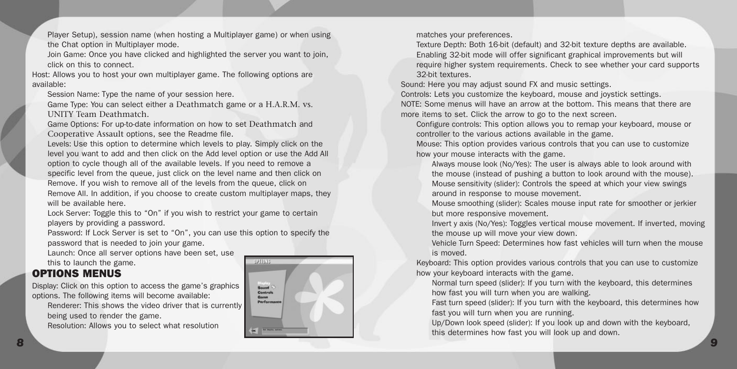Player Setup), session name (when hosting a Multiplayer game) or when using the Chat option in Multiplayer mode.

Join Game: Once you have clicked and highlighted the server you want to join, click on this to connect.

Host: Allows you to host your own multiplayer game. The following options are available:

Session Name: Type the name of your session here.

Game Type: You can select either a Deathmatch game or a H.A.R.M. vs. UNITY Team Deathmatch.

Game Options: For up-to-date information on how to set Deathmatch and Cooperative Assault options, see the Readme file.

Levels: Use this option to determine which levels to play. Simply click on the level you want to add and then click on the Add level option or use the Add All option to cycle though all of the available levels. If you need to remove a specific level from the queue, just click on the level name and then click on Remove. If you wish to remove all of the levels from the queue, click on Remove All. In addition, if you choose to create custom multiplayer maps, they will be available here.

Lock Server: Toggle this to "On" if you wish to restrict your game to certain players by providing a password.

Password: If Lock Server is set to "On", you can use this option to specify the password that is needed to join your game.

Launch: Once all server options have been set, use this to launch the game.

## OPTIONS MENUS

Display: Click on this option to access the game's graphics options. The following items will become available:

Renderer: This shows the video driver that is currently being used to render the game.

Resolution: Allows you to select what resolution matches your preferences.

Texture Depth: Both 16-bit (default) and 32-bit texture depths are available. Enabling 32-bit mode will offer significant graphical improvements but will require higher system requirements. Check to see whether your card supports 32-bit textures.

Sound: Here you may adjust sound FX and music settings.

Controls: Lets you customize the keyboard, mouse and joystick settings.

NOTE: Some menus will have an arrow at the bottom. This means that there are more items to set. Click the arrow to go to the next screen.

Configure controls: This option allows you to remap your keyboard, mouse or controller to the various actions available in the game.

Mouse: This option provides various controls that you can use to customize how your mouse interacts with the game.

Always mouse look (No/Yes): The user is always able to look around with the mouse (instead of pushing a button to look around with the mouse).

Mouse sensitivity (slider): Controls the speed at which your view swings around in response to mouse movement.

Mouse smoothing (slider): Scales mouse input rate for smoother or jerkier but more responsive movement.

Invert y axis (No/Yes): Toggles vertical mouse movement. If inverted, moving the mouse up will move your view down.

Vehicle Turn Speed: Determines how fast vehicles will turn when the mouse is moved.

Keyboard: This option provides various controls that you can use to customize how your keyboard interacts with the game.

Normal turn speed (slider): If you turn with the keyboard, this determines how fast you will turn when you are walking.

Fast turn speed (slider): If you turn with the keyboard, this determines how fast you will turn when you are running.

Up/Down look speed (slider): If you look up and down with the keyboard, this determines how fast you will look up and down.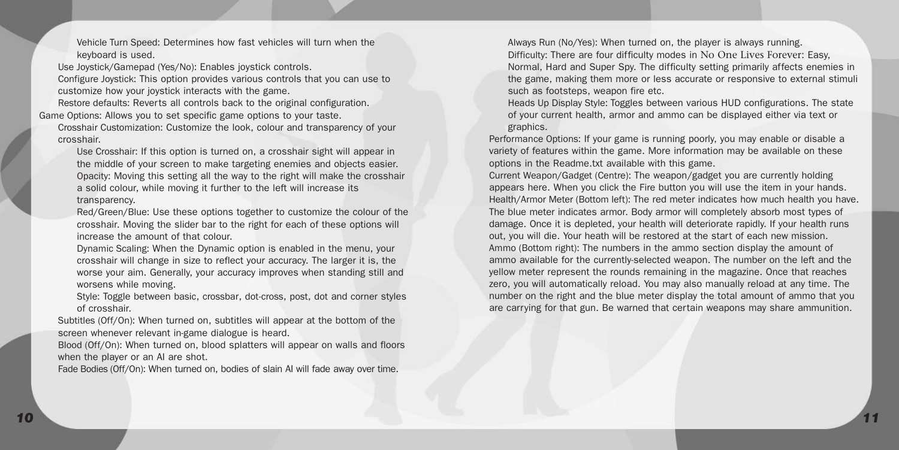- Vehicle Turn Speed: Determines how fast vehicles will turn when the keyboard is used.
- Use Joystick/Gamepad (Yes/No): Enables joystick controls.
- Configure Joystick: This option provides various controls that you can use to customize how your joystick interacts with the game.
- Restore defaults: Reverts all controls back to the original configuration.

Game Options: Allows you to set specific game options to your taste.

- Crosshair Customization: Customize the look, colour and transparency of your crosshair.
  - Use Crosshair: If this option is turned on, a crosshair sight will appear in the middle of your screen to make targeting enemies and objects easier.
  - Opacity: Moving this setting all the way to the right will make the crosshair a solid colour, while moving it further to the left will increase its transparency.
  - Red/Green/Blue: Use these options together to customize the colour of the crosshair. Moving the slider bar to the right for each of these options will increase the amount of that colour.
  - Dynamic Scaling: When the Dynamic option is enabled in the menu, your crosshair will change in size to reflect your accuracy. The larger it is, the worse your aim. Generally, your accuracy improves when standing still and worsens while moving.
  - Style: Toggle between basic, crossbar, dot-cross, post, dot and corner styles of crosshair.
- Subtitles (Off/On): When turned on, subtitles will appear at the bottom of the screen whenever relevant in-game dialogue is heard.
- Blood (Off/On): When turned on, blood splatters will appear on walls and floors when the player or an AI are shot.
- Fade Bodies (Off/On): When turned on, bodies of slain AI will fade away over time.
- Always Run (No/Yes): When turned on, the player is always running.
- Difficulty: There are four difficulty modes in No One Lives Forever: Easy, Normal, Hard and Super Spy. The difficulty setting primarily affects enemies in the game, making them more or less accurate or responsive to external stimuli such as footsteps, weapon fire etc.
- Heads Up Display Style: Toggles between various HUD configurations. The state of your current health, armor and ammo can be displayed either via text or graphics.

Performance Options: If your game is running poorly, you may enable or disable a variety of features within the game. More information may be available on these options in the Readme.txt available with this game.

Current Weapon/Gadget (Centre): The weapon/gadget you are currently holding appears here. When you click the Fire button you will use the item in your hands.

Health/Armor Meter (Bottom left): The red meter indicates how much health you have. The blue meter indicates armor. Body armor will completely absorb most types of damage. Once it is depleted, your health will deteriorate rapidly. If your health runs out, you will die. Your heath will be restored at the start of each new mission.

Ammo (Bottom right): The numbers in the ammo section display the amount of ammo available for the currently-selected weapon. The number on the left and the yellow meter represent the rounds remaining in the magazine. Once that reaches zero, you will automatically reload. You may also manually reload at any time. The number on the right and the blue meter display the total amount of ammo that you are carrying for that gun. Be warned that certain weapons may share ammunition.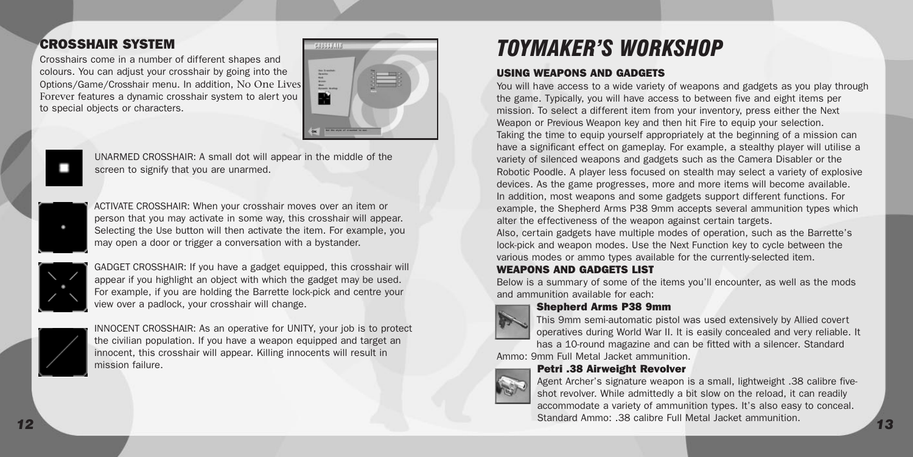## CROSSHAIR SYSTEM

Crosshairs come in a number of different shapes and colours. You can adjust your crosshair by going into the Options/Game/Crosshair menu. In addition, No One Lives Forever features a dynamic crosshair system to alert you to special objects or characters.

UNARMED CROSSHAIR: A small dot will appear in the middle of the screen to signify that you are unarmed.

ACTIVATE CROSSHAIR: When your crosshair moves over an item or person that you may activate in some way, this crosshair will appear. Selecting the Use button will then activate the item. For example, you may open a door or trigger a conversation with a bystander.

GADGET CROSSHAIR: If you have a gadget equipped, this crosshair will appear if you highlight an object with which the gadget may be used. For example, if you are holding the Barrette lock-pick and centre your view over a padlock, your crosshair will change.

INNOCENT CROSSHAIR: As an operative for UNITY, your job is to protect the civilian population. If you have a weapon equipped and target an innocent, this crosshair will appear. Killing innocents will result in mission failure.

# *TOYMAKER'S WORKSHOP*

### USING WEAPONS AND GADGETS

You will have access to a wide variety of weapons and gadgets as you play through the game. Typically, you will have access to between five and eight items per mission. To select a different item from your inventory, press either the Next Weapon or Previous Weapon key and then hit Fire to equip your selection.

Taking the time to equip yourself appropriately at the beginning of a mission can have a significant effect on gameplay. For example, a stealthy player will utilise a variety of silenced weapons and gadgets such as the Camera Disabler or the Robotic Poodle. A player less focused on stealth may select a variety of explosive devices. As the game progresses, more and more items will become available.

In addition, most weapons and some gadgets support different functions. For example, the Shepherd Arms P38 9mm accepts several ammunition types which alter the effectiveness of the weapon against certain targets.

Also, certain gadgets have multiple modes of operation, such as the Barrette's lock-pick and weapon modes. Use the Next Function key to cycle between the various modes or ammo types available for the currently-selected item.

### WEAPONS AND GADGETS LIST

Below is a summary of some of the items you'll encounter, as well as the mods and ammunition available for each:

#### Shepherd Arms P38 9mm

This 9mm semi-automatic pistol was used extensively by Allied covert operatives during World War II. It is easily concealed and very reliable. It has a 10-round magazine and can be fitted with a silencer. Standard Ammo: 9mm Full Metal Jacket ammunition.

#### Petri .38 Airweight Revolver

Agent Archer's signature weapon is a small, lightweight .38 calibre five-shot revolver. While admittedly a bit slow on the reload, it can readily accommodate a variety of ammunition types. It's also easy to conceal. Standard Ammo: .38 calibre Full Metal Jacket ammunition.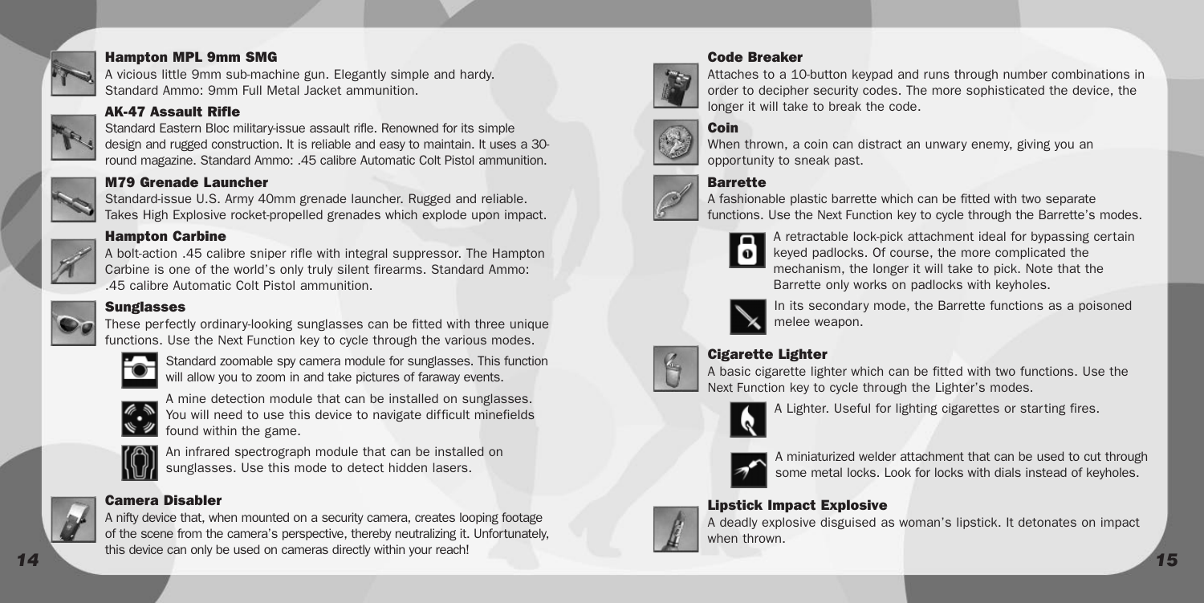### Hampton MPL 9mm SMG

A vicious little 9mm sub-machine gun. Elegantly simple and hardy. Standard Ammo: 9mm Full Metal Jacket ammunition.

### AK-47 Assault Rifle

Standard Eastern Bloc military-issue assault rifle. Renowned for its simple design and rugged construction. It is reliable and easy to maintain. It uses a 30-round magazine. Standard Ammo: .45 calibre Automatic Colt Pistol ammunition.

### M79 Grenade Launcher

Standard-issue U.S. Army 40mm grenade launcher. Rugged and reliable. Takes High Explosive rocket-propelled grenades which explode upon impact.

### Hampton Carbine

A bolt-action .45 calibre sniper rifle with integral suppressor. The Hampton Carbine is one of the world's only truly silent firearms. Standard Ammo: .45 calibre Automatic Colt Pistol ammunition.

### Sunglasses

These perfectly ordinary-looking sunglasses can be fitted with three unique functions. Use the Next Function key to cycle through the various modes.

Standard zoomable spy camera module for sunglasses. This function will allow you to zoom in and take pictures of faraway events.

A mine detection module that can be installed on sunglasses. You will need to use this device to navigate difficult minefields found within the game.

An infrared spectrograph module that can be installed on sunglasses. Use this mode to detect hidden lasers.

### Camera Disabler

A nifty device that, when mounted on a security camera, creates looping footage of the scene from the camera's perspective, thereby neutralizing it. Unfortunately, this device can only be used on cameras directly within your reach!

### Code Breaker

Attaches to a 10-button keypad and runs through number combinations in order to decipher security codes. The more sophisticated the device, the longer it will take to break the code.

### Coin

When thrown, a coin can distract an unwary enemy, giving you an opportunity to sneak past.

### Barrette

A fashionable plastic barrette which can be fitted with two separate functions. Use the Next Function key to cycle through the Barrette's modes.

A retractable lock-pick attachment ideal for bypassing certain keyed padlocks. Of course, the more complicated the mechanism, the longer it will take to pick. Note that the Barrette only works on padlocks with keyholes.

In its secondary mode, the Barrette functions as a poisoned melee weapon.

### Cigarette Lighter

A basic cigarette lighter which can be fitted with two functions. Use the Next Function key to cycle through the Lighter's modes.

A Lighter. Useful for lighting cigarettes or starting fires.

A miniaturized welder attachment that can be used to cut through some metal locks. Look for locks with dials instead of keyholes.

### Lipstick Impact Explosive

A deadly explosive disguised as woman's lipstick. It detonates on impact when thrown.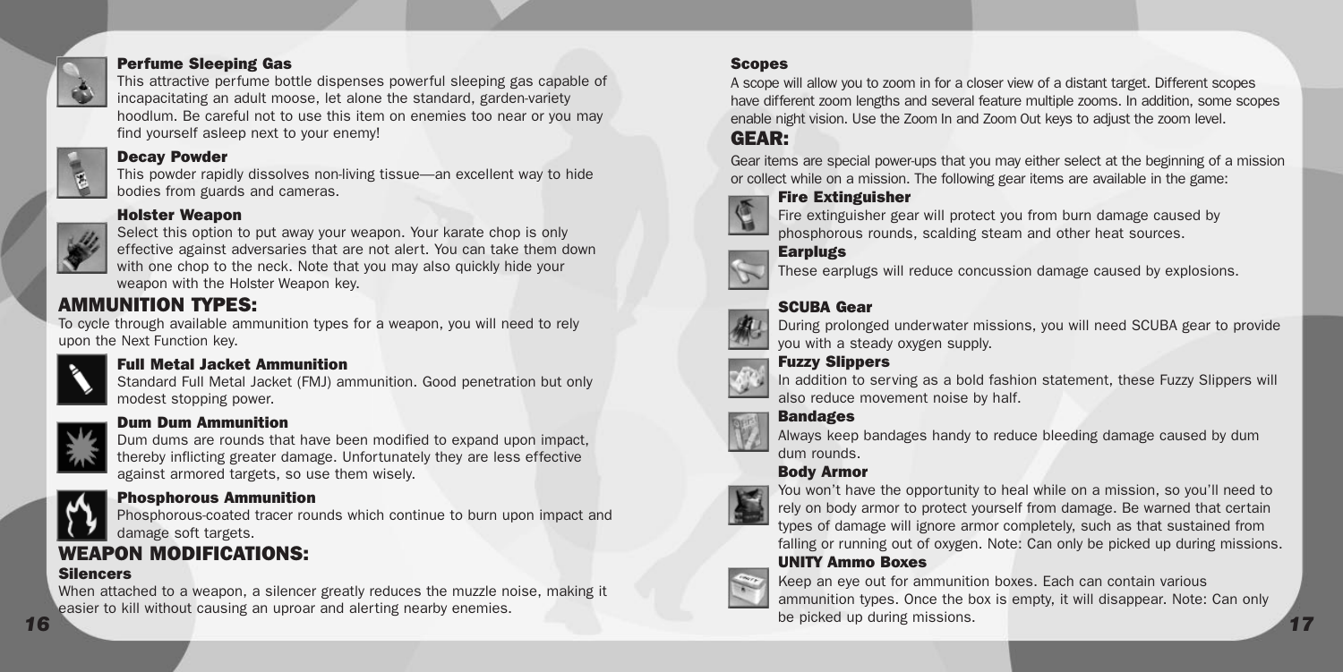### Perfume Sleeping Gas

This attractive perfume bottle dispenses powerful sleeping gas capable of incapacitating an adult moose, let alone the standard, garden-variety hoodlum. Be careful not to use this item on enemies too near or you may find yourself asleep next to your enemy!

### Decay Powder

This powder rapidly dissolves non-living tissue—an excellent way to hide bodies from guards and cameras.

### Holster Weapon

Select this option to put away your weapon. Your karate chop is only effective against adversaries that are not alert. You can take them down with one chop to the neck. Note that you may also quickly hide your weapon with the Holster Weapon key.

## AMMUNITION TYPES:

To cycle through available ammunition types for a weapon, you will need to rely upon the Next Function key.

### Full Metal Jacket Ammunition

Standard Full Metal Jacket (FMJ) ammunition. Good penetration but only modest stopping power.

### Dum Dum Ammunition

Dum dums are rounds that have been modified to expand upon impact, thereby inflicting greater damage. Unfortunately they are less effective against armored targets, so use them wisely.

### Phosphorous Ammunition

Phosphorous-coated tracer rounds which continue to burn upon impact and damage soft targets.

## WEAPON MODIFICATIONS:

### Silencers

When attached to a weapon, a silencer greatly reduces the muzzle noise, making it easier to kill without causing an uproar and alerting nearby enemies.

### Scopes

A scope will allow you to zoom in for a closer view of a distant target. Different scopes have different zoom lengths and several feature multiple zooms. In addition, some scopes enable night vision. Use the Zoom In and Zoom Out keys to adjust the zoom level.

## GEAR:

Gear items are special power-ups that you may either select at the beginning of a mission or collect while on a mission. The following gear items are available in the game:

### Fire Extinguisher

Fire extinguisher gear will protect you from burn damage caused by phosphorous rounds, scalding steam and other heat sources.

### Earplugs

These earplugs will reduce concussion damage caused by explosions.

### SCUBA Gear

During prolonged underwater missions, you will need SCUBA gear to provide you with a steady oxygen supply.

### Fuzzy Slippers

In addition to serving as a bold fashion statement, these Fuzzy Slippers will also reduce movement noise by half.

### Bandages

Always keep bandages handy to reduce bleeding damage caused by dum dum rounds.

### Body Armor

You won't have the opportunity to heal while on a mission, so you'll need to rely on body armor to protect yourself from damage. Be warned that certain types of damage will ignore armor completely, such as that sustained from falling or running out of oxygen. Note: Can only be picked up during missions.

### UNITY Ammo Boxes

Keep an eye out for ammunition boxes. Each can contain various ammunition types. Once the box is empty, it will disappear. Note: Can only be picked up during missions.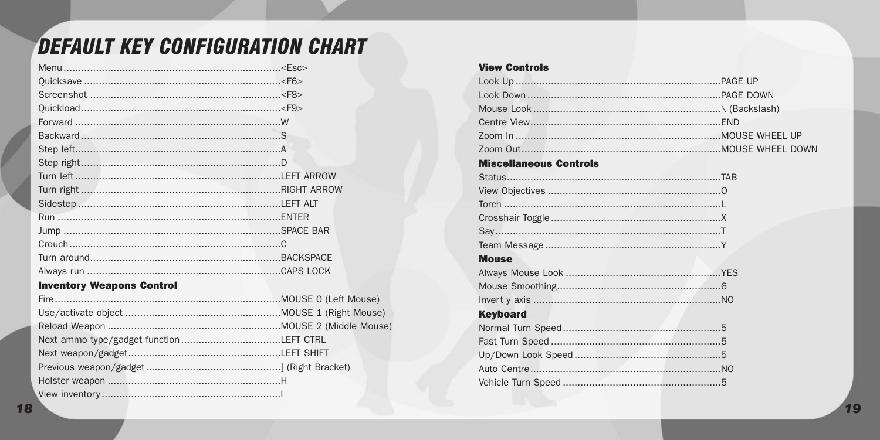# DEFAULT KEY CONFIGURATION CHART

Menu......................................................................<Esc>
Quicksave ...............................................................<F6>
Screenshot .............................................................<F8>
Quickload................................................................<F9>
Forward ..................................................................W
Backward.................................................................S
Step left..................................................................A
Step right.................................................................D
Turn left ..................................................................LEFT ARROW
Turn right ................................................................RIGHT ARROW
Sidestep .................................................................LEFT ALT
Run ........................................................................ENTER
Jump ......................................................................SPACE BAR
Crouch.....................................................................C
Turn around.............................................................BACKSPACE
Always run ..............................................................CAPS LOCK

**Inventory Weapons Control**

Fire..........................................................................MOUSE 0 (Left Mouse)
Use/activate object ..................................................MOUSE 1 (Right Mouse)
Reload Weapon ........................................................MOUSE 2 (Middle Mouse)
Next ammo type/gadget function ...............................LEFT CTRL
Next weapon/gadget.................................................LEFT SHIFT
Previous weapon/gadget...........................................] (Right Bracket)
Holster weapon ........................................................H
View inventory..........................................................I

**View Controls**

Look Up ...................................................................PAGE UP
Look Down ...............................................................PAGE DOWN
Mouse Look .............................................................\ (Backslash)
Centre View..............................................................END
Zoom In ...................................................................MOUSE WHEEL UP
Zoom Out.................................................................MOUSE WHEEL DOWN

**Miscellaneous Controls**

Status......................................................................TAB
View Objectives ........................................................O
Torch .......................................................................L
Crosshair Toggle........................................................X
Say..........................................................................T
Team Message ..........................................................Y

**Mouse**

Always Mouse Look ...................................................YES
Mouse Smoothing......................................................6
Invert y axis .............................................................NO

**Keyboard**

Normal Turn Speed...................................................5
Fast Turn Speed .......................................................5
Up/Down Look Speed ...............................................5
Auto Centre..............................................................NO
Vehicle Turn Speed ...................................................5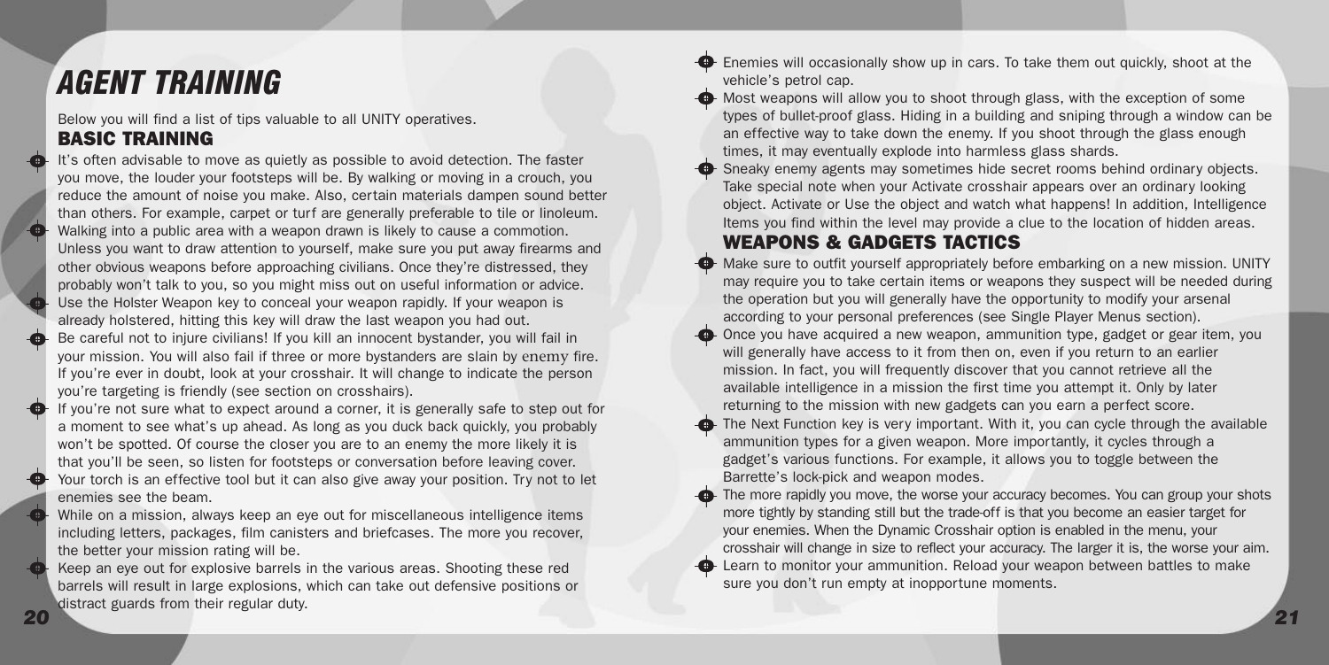# AGENT TRAINING

Below you will find a list of tips valuable to all UNITY operatives.

## BASIC TRAINING

- It's often advisable to move as quietly as possible to avoid detection. The faster you move, the louder your footsteps will be. By walking or moving in a crouch, you reduce the amount of noise you make. Also, certain materials dampen sound better than others. For example, carpet or turf are generally preferable to tile or linoleum.
- Walking into a public area with a weapon drawn is likely to cause a commotion. Unless you want to draw attention to yourself, make sure you put away firearms and other obvious weapons before approaching civilians. Once they're distressed, they probably won't talk to you, so you might miss out on useful information or advice.
- Use the Holster Weapon key to conceal your weapon rapidly. If your weapon is already holstered, hitting this key will draw the last weapon you had out.
- Be careful not to injure civilians! If you kill an innocent bystander, you will fail in your mission. You will also fail if three or more bystanders are slain by enemy fire. If you're ever in doubt, look at your crosshair. It will change to indicate the person you're targeting is friendly (see section on crosshairs).
- If you're not sure what to expect around a corner, it is generally safe to step out for a moment to see what's up ahead. As long as you duck back quickly, you probably won't be spotted. Of course the closer you are to an enemy the more likely it is that you'll be seen, so listen for footsteps or conversation before leaving cover.
- Your torch is an effective tool but it can also give away your position. Try not to let enemies see the beam.
- While on a mission, always keep an eye out for miscellaneous intelligence items including letters, packages, film canisters and briefcases. The more you recover, the better your mission rating will be.
- Keep an eye out for explosive barrels in the various areas. Shooting these red barrels will result in large explosions, which can take out defensive positions or distract guards from their regular duty.
- Enemies will occasionally show up in cars. To take them out quickly, shoot at the vehicle's petrol cap.
- Most weapons will allow you to shoot through glass, with the exception of some types of bullet-proof glass. Hiding in a building and sniping through a window can be an effective way to take down the enemy. If you shoot through the glass enough times, it may eventually explode into harmless glass shards.
- Sneaky enemy agents may sometimes hide secret rooms behind ordinary objects. Take special note when your Activate crosshair appears over an ordinary looking object. Activate or Use the object and watch what happens! In addition, Intelligence Items you find within the level may provide a clue to the location of hidden areas.

## WEAPONS & GADGETS TACTICS

- Make sure to outfit yourself appropriately before embarking on a new mission. UNITY may require you to take certain items or weapons they suspect will be needed during the operation but you will generally have the opportunity to modify your arsenal according to your personal preferences (see Single Player Menus section).
- Once you have acquired a new weapon, ammunition type, gadget or gear item, you will generally have access to it from then on, even if you return to an earlier mission. In fact, you will frequently discover that you cannot retrieve all the available intelligence in a mission the first time you attempt it. Only by later returning to the mission with new gadgets can you earn a perfect score.
- The Next Function key is very important. With it, you can cycle through the available ammunition types for a given weapon. More importantly, it cycles through a gadget's various functions. For example, it allows you to toggle between the Barrette's lock-pick and weapon modes.
- The more rapidly you move, the worse your accuracy becomes. You can group your shots more tightly by standing still but the trade-off is that you become an easier target for your enemies. When the Dynamic Crosshair option is enabled in the menu, your crosshair will change in size to reflect your accuracy. The larger it is, the worse your aim.
- Learn to monitor your ammunition. Reload your weapon between battles to make sure you don't run empty at inopportune moments.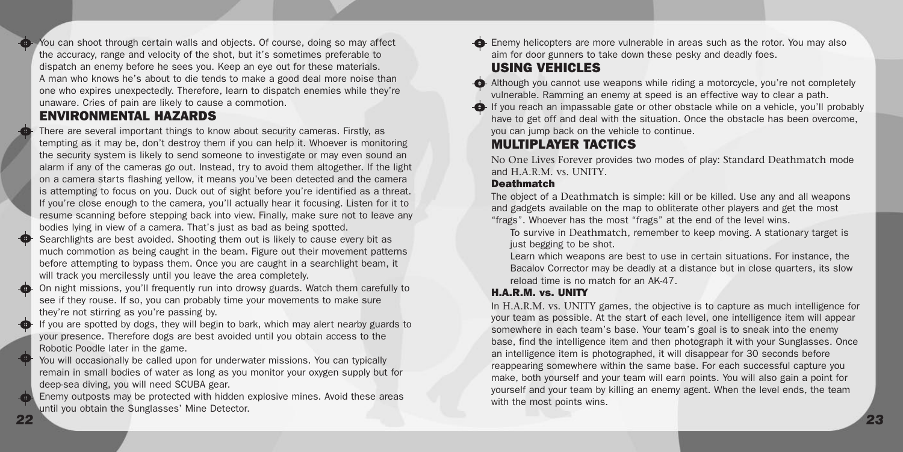- You can shoot through certain walls and objects. Of course, doing so may affect the accuracy, range and velocity of the shot, but it's sometimes preferable to dispatch an enemy before he sees you. Keep an eye out for these materials.

  A man who knows he's about to die tends to make a good deal more noise than one who expires unexpectedly. Therefore, learn to dispatch enemies while they're unaware. Cries of pain are likely to cause a commotion.

## ENVIRONMENTAL HAZARDS

- There are several important things to know about security cameras. Firstly, as tempting as it may be, don't destroy them if you can help it. Whoever is monitoring the security system is likely to send someone to investigate or may even sound an alarm if any of the cameras go out. Instead, try to avoid them altogether. If the light on a camera starts flashing yellow, it means you've been detected and the camera is attempting to focus on you. Duck out of sight before you're identified as a threat. If you're close enough to the camera, you'll actually hear it focusing. Listen for it to resume scanning before stepping back into view. Finally, make sure not to leave any bodies lying in view of a camera. That's just as bad as being spotted.
- Searchlights are best avoided. Shooting them out is likely to cause every bit as much commotion as being caught in the beam. Figure out their movement patterns before attempting to bypass them. Once you are caught in a searchlight beam, it will track you mercilessly until you leave the area completely.
- On night missions, you'll frequently run into drowsy guards. Watch them carefully to see if they rouse. If so, you can probably time your movements to make sure they're not stirring as you're passing by.
- If you are spotted by dogs, they will begin to bark, which may alert nearby guards to your presence. Therefore dogs are best avoided until you obtain access to the Robotic Poodle later in the game.
- You will occasionally be called upon for underwater missions. You can typically remain in small bodies of water as long as you monitor your oxygen supply but for deep-sea diving, you will need SCUBA gear.
- Enemy outposts may be protected with hidden explosive mines. Avoid these areas until you obtain the Sunglasses' Mine Detector.
- Enemy helicopters are more vulnerable in areas such as the rotor. You may also aim for door gunners to take down these pesky and deadly foes.

## USING VEHICLES

- Although you cannot use weapons while riding a motorcycle, you're not completely vulnerable. Ramming an enemy at speed is an effective way to clear a path.
- If you reach an impassable gate or other obstacle while on a vehicle, you'll probably have to get off and deal with the situation. Once the obstacle has been overcome, you can jump back on the vehicle to continue.

## MULTIPLAYER TACTICS

No One Lives Forever provides two modes of play: Standard Deathmatch mode and H.A.R.M. vs. UNITY.

### Deathmatch

The object of a Deathmatch is simple: kill or be killed. Use any and all weapons and gadgets available on the map to obliterate other players and get the most "frags". Whoever has the most "frags" at the end of the level wins.

To survive in Deathmatch, remember to keep moving. A stationary target is just begging to be shot.

Learn which weapons are best to use in certain situations. For instance, the Bacalov Corrector may be deadly at a distance but in close quarters, its slow reload time is no match for an AK-47.

### H.A.R.M. vs. UNITY

In H.A.R.M. vs. UNITY games, the objective is to capture as much intelligence for your team as possible. At the start of each level, one intelligence item will appear somewhere in each team's base. Your team's goal is to sneak into the enemy base, find the intelligence item and then photograph it with your Sunglasses. Once an intelligence item is photographed, it will disappear for 30 seconds before reappearing somewhere within the same base. For each successful capture you make, both yourself and your team will earn points. You will also gain a point for yourself and your team by killing an enemy agent. When the level ends, the team with the most points wins.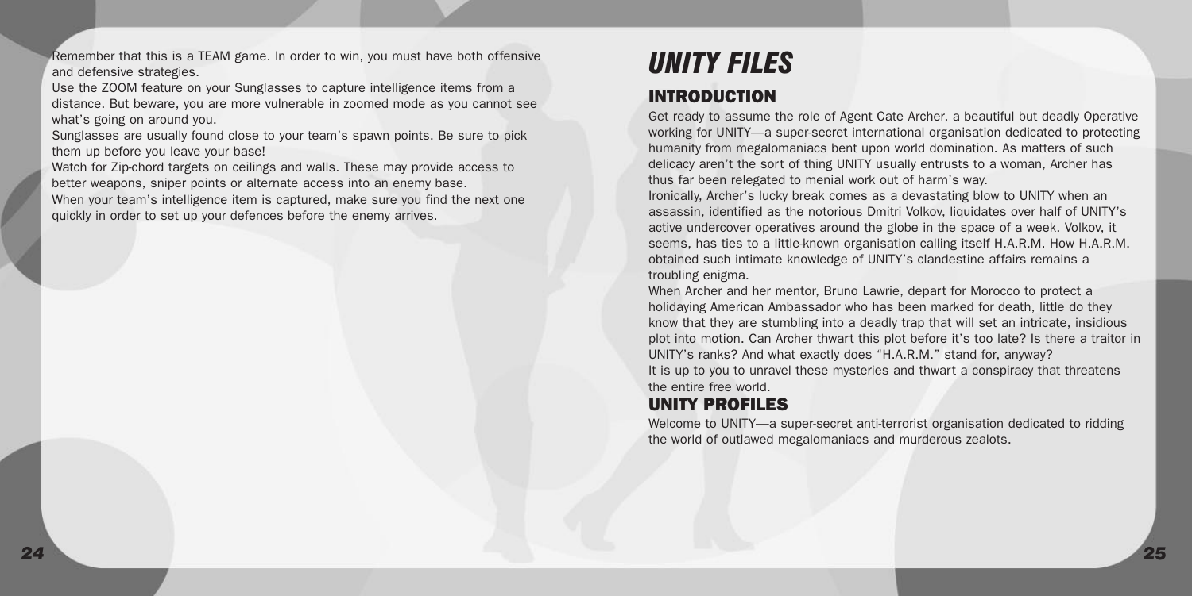Remember that this is a TEAM game. In order to win, you must have both offensive and defensive strategies.

Use the ZOOM feature on your Sunglasses to capture intelligence items from a distance. But beware, you are more vulnerable in zoomed mode as you cannot see what's going on around you.

Sunglasses are usually found close to your team's spawn points. Be sure to pick them up before you leave your base!

Watch for Zip-chord targets on ceilings and walls. These may provide access to better weapons, sniper points or alternate access into an enemy base.

When your team's intelligence item is captured, make sure you find the next one quickly in order to set up your defences before the enemy arrives.

# *UNITY FILES*

## INTRODUCTION

Get ready to assume the role of Agent Cate Archer, a beautiful but deadly Operative working for UNITY—a super-secret international organisation dedicated to protecting humanity from megalomaniacs bent upon world domination. As matters of such delicacy aren't the sort of thing UNITY usually entrusts to a woman, Archer has thus far been relegated to menial work out of harm's way.

Ironically, Archer's lucky break comes as a devastating blow to UNITY when an assassin, identified as the notorious Dmitri Volkov, liquidates over half of UNITY's active undercover operatives around the globe in the space of a week. Volkov, it seems, has ties to a little-known organisation calling itself H.A.R.M. How H.A.R.M. obtained such intimate knowledge of UNITY's clandestine affairs remains a troubling enigma.

When Archer and her mentor, Bruno Lawrie, depart for Morocco to protect a holidaying American Ambassador who has been marked for death, little do they know that they are stumbling into a deadly trap that will set an intricate, insidious plot into motion. Can Archer thwart this plot before it's too late? Is there a traitor in UNITY's ranks? And what exactly does "H.A.R.M." stand for, anyway?

It is up to you to unravel these mysteries and thwart a conspiracy that threatens the entire free world.

## UNITY PROFILES

Welcome to UNITY—a super-secret anti-terrorist organisation dedicated to ridding the world of outlawed megalomaniacs and murderous zealots.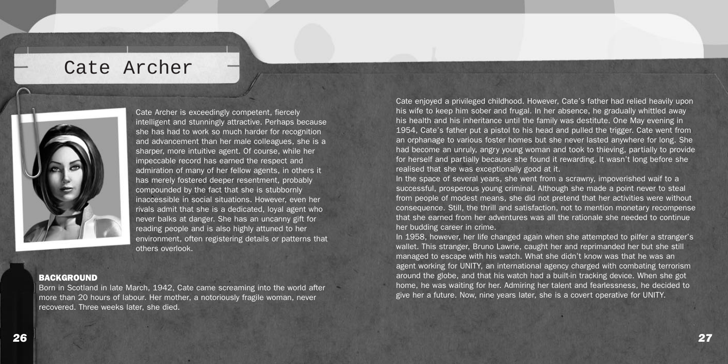# Cate Archer

Cate Archer is exceedingly competent, fiercely intelligent and stunningly attractive. Perhaps because she has had to work so much harder for recognition and advancement than her male colleagues, she is a sharper, more intuitive agent. Of course, while her impeccable record has earned the respect and admiration of many of her fellow agents, in others it has merely fostered deeper resentment, probably compounded by the fact that she is stubbornly inaccessible in social situations. However, even her rivals admit that she is a dedicated, loyal agent who never balks at danger. She has an uncanny gift for reading people and is also highly attuned to her environment, often registering details or patterns that others overlook.

## BACKGROUND

Born in Scotland in late March, 1942, Cate came screaming into the world after more than 20 hours of labour. Her mother, a notoriously fragile woman, never recovered. Three weeks later, she died.

Cate enjoyed a privileged childhood. However, Cate's father had relied heavily upon his wife to keep him sober and frugal. In her absence, he gradually whittled away his health and his inheritance until the family was destitute. One May evening in 1954, Cate's father put a pistol to his head and pulled the trigger. Cate went from an orphanage to various foster homes but she never lasted anywhere for long. She had become an unruly, angry young woman and took to thieving, partially to provide for herself and partially because she found it rewarding. It wasn't long before she realised that she was exceptionally good at it.

In the space of several years, she went from a scrawny, impoverished waif to a successful, prosperous young criminal. Although she made a point never to steal from people of modest means, she did not pretend that her activities were without consequence. Still, the thrill and satisfaction, not to mention monetary recompense that she earned from her adventures was all the rationale she needed to continue her budding career in crime.

In 1958, however, her life changed again when she attempted to pilfer a stranger's wallet. This stranger, Bruno Lawrie, caught her and reprimanded her but she still managed to escape with his watch. What she didn't know was that he was an agent working for UNITY, an international agency charged with combating terrorism around the globe, and that his watch had a built-in tracking device. When she got home, he was waiting for her. Admiring her talent and fearlessness, he decided to give her a future. Now, nine years later, she is a covert operative for UNITY.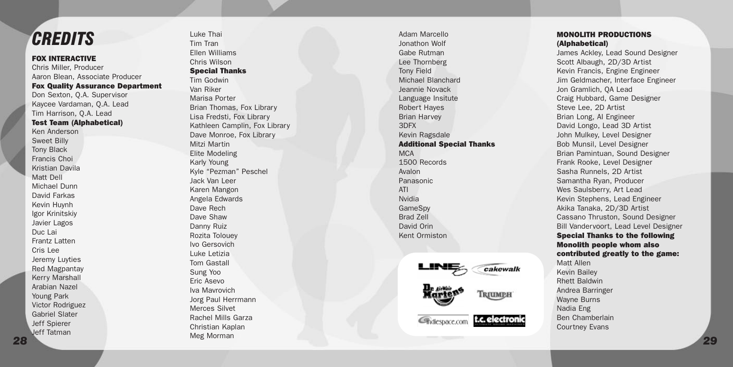# CREDITS

### FOX INTERACTIVE

Chris Miller, Producer
Aaron Blean, Associate Producer

**Fox Quality Assurance Department**

Don Sexton, Q.A. Supervisor
Kaycee Vardaman, Q.A. Lead
Tim Harrison, Q.A. Lead

**Test Team (Alphabetical)**

Ken Anderson
Sweet Billy
Tony Black
Francis Choi
Kristian Davila
Matt Dell
Michael Dunn
David Farkas
Kevin Huynh
Igor Krinitskiy
Javier Lagos
Duc Lai
Frantz Latten
Cris Lee
Jeremy Luyties
Red Magpantay
Kerry Marshall
Arabian Nazel
Young Park
Victor Rodriguez
Gabriel Slater
Jeff Spierer
Jeff Tatman
Luke Thai
Tim Tran
Ellen Williams
Chris Wilson

**Special Thanks**

Tim Godwin
Van Riker
Marisa Porter
Brian Thomas, Fox Library
Lisa Fredsti, Fox Library
Kathleen Camplin, Fox Library
Dave Monroe, Fox Library
Mitzi Martin
Elite Modeling
Karly Young
Kyle "Pezman" Peschel
Jack Van Leer
Karen Mangon
Angela Edwards
Dave Rech
Dave Shaw
Danny Ruiz
Rozita Tolouey
Ivo Gersovich
Luke Letizia
Tom Gastall
Sung Yoo
Eric Asevo
Iva Mavrovich
Jorg Paul Herrmann
Merces Silvet
Rachel Mills Garza
Christian Kaplan
Meg Morman
Adam Marcello
Jonathon Wolf
Gabe Rutman
Lee Thornberg
Tony Field
Michael Blanchard
Jeannie Novack
Language Insitute
Robert Hayes
Brian Harvey
3DFX
Kevin Ragsdale

**Additional Special Thanks**

MCA
1500 Records
Avalon
Panasonic
ATI
Nvidia
GameSpy
Brad Zell
David Orin
Kent Ormiston

### MONOLITH PRODUCTIONS (Alphabetical)

James Ackley, Lead Sound Designer
Scott Albaugh, 2D/3D Artist
Kevin Francis, Engine Engineer
Jim Geldmacher, Interface Engineer
Jon Gramlich, QA Lead
Craig Hubbard, Game Designer
Steve Lee, 2D Artist
Brian Long, AI Engineer
David Longo, Lead 3D Artist
John Mulkey, Level Designer
Bob Munsil, Level Designer
Brian Pamintuan, Sound Designer
Frank Rooke, Level Designer
Sasha Runnels, 2D Artist
Samantha Ryan, Producer
Wes Saulsberry, Art Lead
Kevin Stephens, Lead Engineer
Akika Tanaka, 2D/3D Artist
Cassano Thruston, Sound Designer
Bill Vandervoort, Lead Level Designer

**Special Thanks to the following Monolith people whom also contributed greatly to the game:**

Matt Allen
Kevin Bailey
Rhett Baldwin
Andrea Barringer
Wayne Burns
Nadia Eng
Ben Chamberlain
Courtney Evans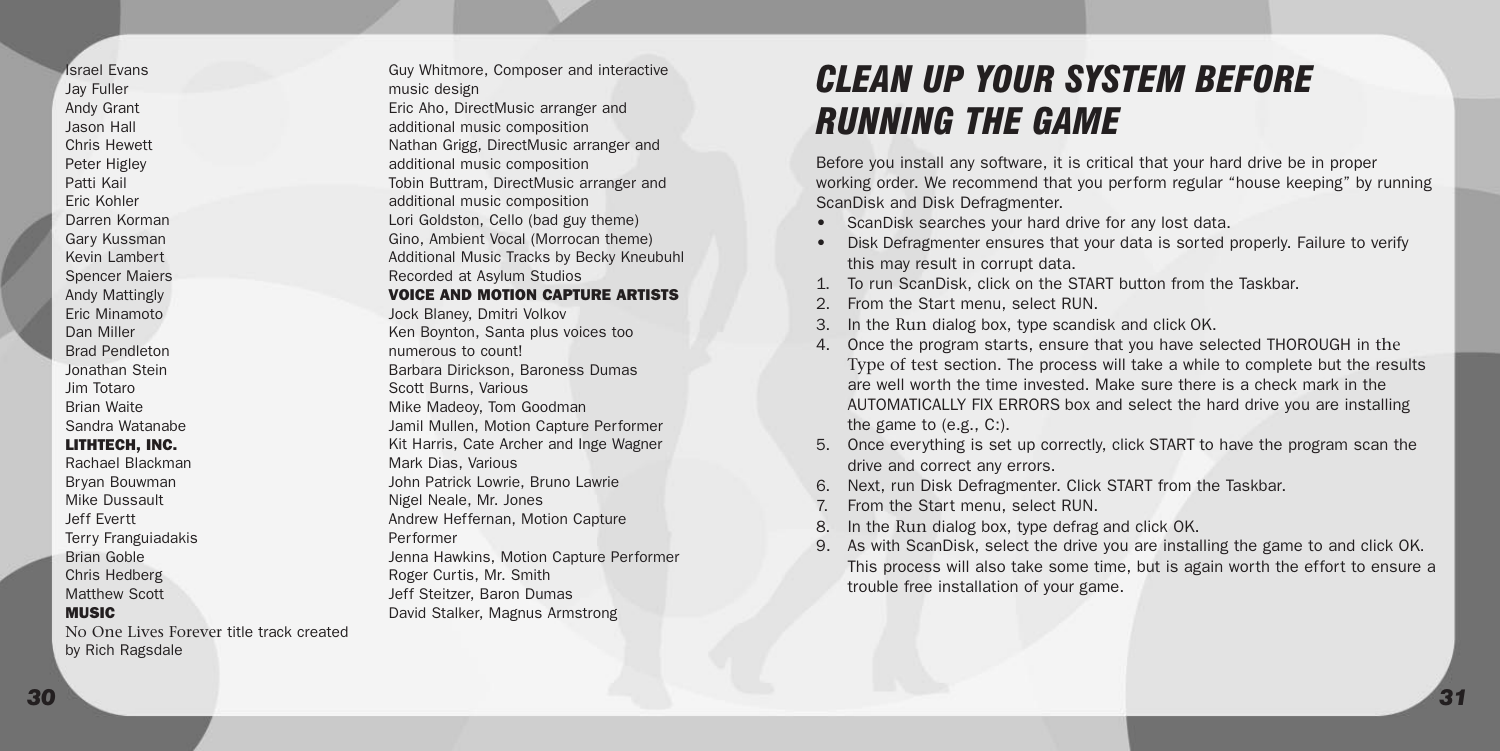Israel Evans
Jay Fuller
Andy Grant
Jason Hall
Chris Hewett
Peter Higley
Patti Kail
Eric Kohler
Darren Korman
Gary Kussman
Kevin Lambert
Spencer Maiers
Andy Mattingly
Eric Minamoto
Dan Miller
Brad Pendleton
Jonathan Stein
Jim Totaro
Brian Waite
Sandra Watanabe

**LITHTECH, INC.**

Rachael Blackman
Bryan Bouwman
Mike Dussault
Jeff Evertt
Terry Franguiadakis
Brian Goble
Chris Hedberg
Matthew Scott

**MUSIC**

No One Lives Forever title track created by Rich Ragsdale
Guy Whitmore, Composer and interactive music design
Eric Aho, DirectMusic arranger and additional music composition
Nathan Grigg, DirectMusic arranger and additional music composition
Tobin Buttram, DirectMusic arranger and additional music composition
Lori Goldston, Cello (bad guy theme)
Gino, Ambient Vocal (Morrocan theme)
Additional Music Tracks by Becky Kneubuhl
Recorded at Asylum Studios

**VOICE AND MOTION CAPTURE ARTISTS**

Jock Blaney, Dmitri Volkov
Ken Boynton, Santa plus voices too numerous to count!
Barbara Dirickson, Baroness Dumas
Scott Burns, Various
Mike Madeoy, Tom Goodman
Jamil Mullen, Motion Capture Performer
Kit Harris, Cate Archer and Inge Wagner
Mark Dias, Various
John Patrick Lowrie, Bruno Lawrie
Nigel Neale, Mr. Jones
Andrew Heffernan, Motion Capture Performer
Jenna Hawkins, Motion Capture Performer
Roger Curtis, Mr. Smith
Jeff Steitzer, Baron Dumas
David Stalker, Magnus Armstrong

# CLEAN UP YOUR SYSTEM BEFORE RUNNING THE GAME

Before you install any software, it is critical that your hard drive be in proper working order. We recommend that you perform regular "house keeping" by running ScanDisk and Disk Defragmenter.

- ScanDisk searches your hard drive for any lost data.
- Disk Defragmenter ensures that your data is sorted properly. Failure to verify this may result in corrupt data.

1. To run ScanDisk, click on the START button from the Taskbar.
2. From the Start menu, select RUN.
3. In the Run dialog box, type scandisk and click OK.
4. Once the program starts, ensure that you have selected THOROUGH in the Type of test section. The process will take a while to complete but the results are well worth the time invested. Make sure there is a check mark in the AUTOMATICALLY FIX ERRORS box and select the hard drive you are installing the game to (e.g., C:).
5. Once everything is set up correctly, click START to have the program scan the drive and correct any errors.
6. Next, run Disk Defragmenter. Click START from the Taskbar.
7. From the Start menu, select RUN.
8. In the Run dialog box, type defrag and click OK.
9. As with ScanDisk, select the drive you are installing the game to and click OK. This process will also take some time, but is again worth the effort to ensure a trouble free installation of your game.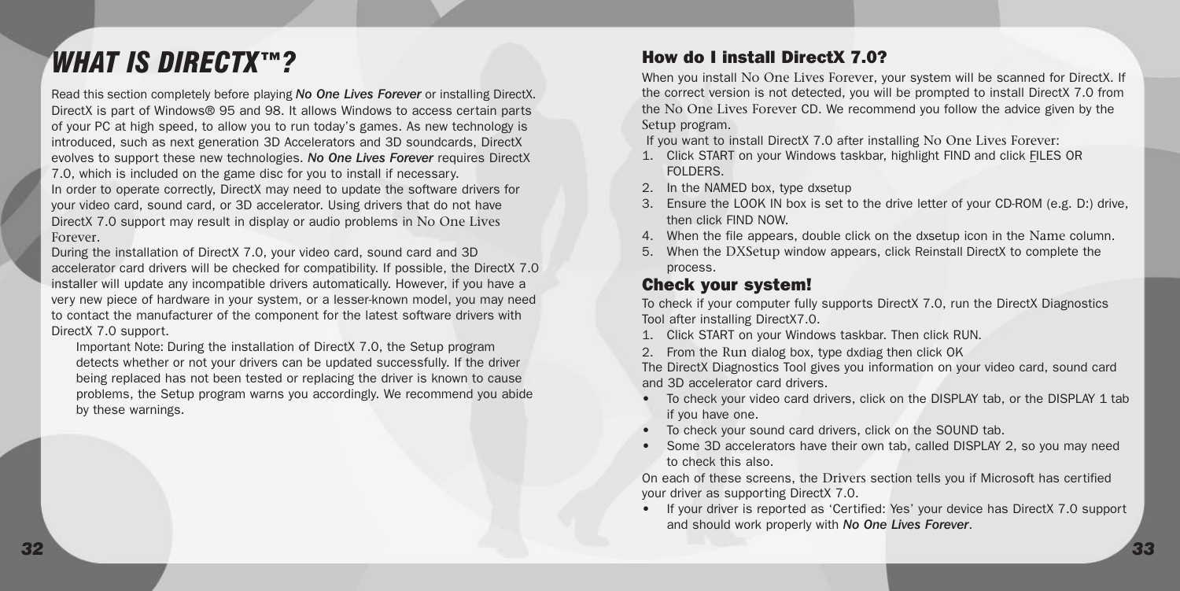# *WHAT IS DIRECTX™?*

Read this section completely before playing ***No One Lives Forever*** or installing DirectX. DirectX is part of Windows® 95 and 98. It allows Windows to access certain parts of your PC at high speed, to allow you to run today's games. As new technology is introduced, such as next generation 3D Accelerators and 3D soundcards, DirectX evolves to support these new technologies. ***No One Lives Forever*** requires DirectX 7.0, which is included on the game disc for you to install if necessary.

In order to operate correctly, DirectX may need to update the software drivers for your video card, sound card, or 3D accelerator. Using drivers that do not have DirectX 7.0 support may result in display or audio problems in No One Lives Forever.

During the installation of DirectX 7.0, your video card, sound card and 3D accelerator card drivers will be checked for compatibility. If possible, the DirectX 7.0 installer will update any incompatible drivers automatically. However, if you have a very new piece of hardware in your system, or a lesser-known model, you may need to contact the manufacturer of the component for the latest software drivers with DirectX 7.0 support.

Important Note: During the installation of DirectX 7.0, the Setup program detects whether or not your drivers can be updated successfully. If the driver being replaced has not been tested or replacing the driver is known to cause problems, the Setup program warns you accordingly. We recommend you abide by these warnings.

## How do I install DirectX 7.0?

When you install No One Lives Forever, your system will be scanned for DirectX. If the correct version is not detected, you will be prompted to install DirectX 7.0 from the No One Lives Forever CD. We recommend you follow the advice given by the Setup program.

If you want to install DirectX 7.0 after installing No One Lives Forever:

1. Click START on your Windows taskbar, highlight FIND and click FILES OR FOLDERS.
2. In the NAMED box, type dxsetup
3. Ensure the LOOK IN box is set to the drive letter of your CD-ROM (e.g. D:) drive, then click FIND NOW.
4. When the file appears, double click on the dxsetup icon in the Name column.
5. When the DXSetup window appears, click Reinstall DirectX to complete the process.

## Check your system!

To check if your computer fully supports DirectX 7.0, run the DirectX Diagnostics Tool after installing DirectX7.0.

1. Click START on your Windows taskbar. Then click RUN.
2. From the Run dialog box, type dxdiag then click OK

The DirectX Diagnostics Tool gives you information on your video card, sound card and 3D accelerator card drivers.

- To check your video card drivers, click on the DISPLAY tab, or the DISPLAY 1 tab if you have one.
- To check your sound card drivers, click on the SOUND tab.
- Some 3D accelerators have their own tab, called DISPLAY 2, so you may need to check this also.

On each of these screens, the Drivers section tells you if Microsoft has certified your driver as supporting DirectX 7.0.

- If your driver is reported as 'Certified: Yes' your device has DirectX 7.0 support and should work properly with ***No One Lives Forever***.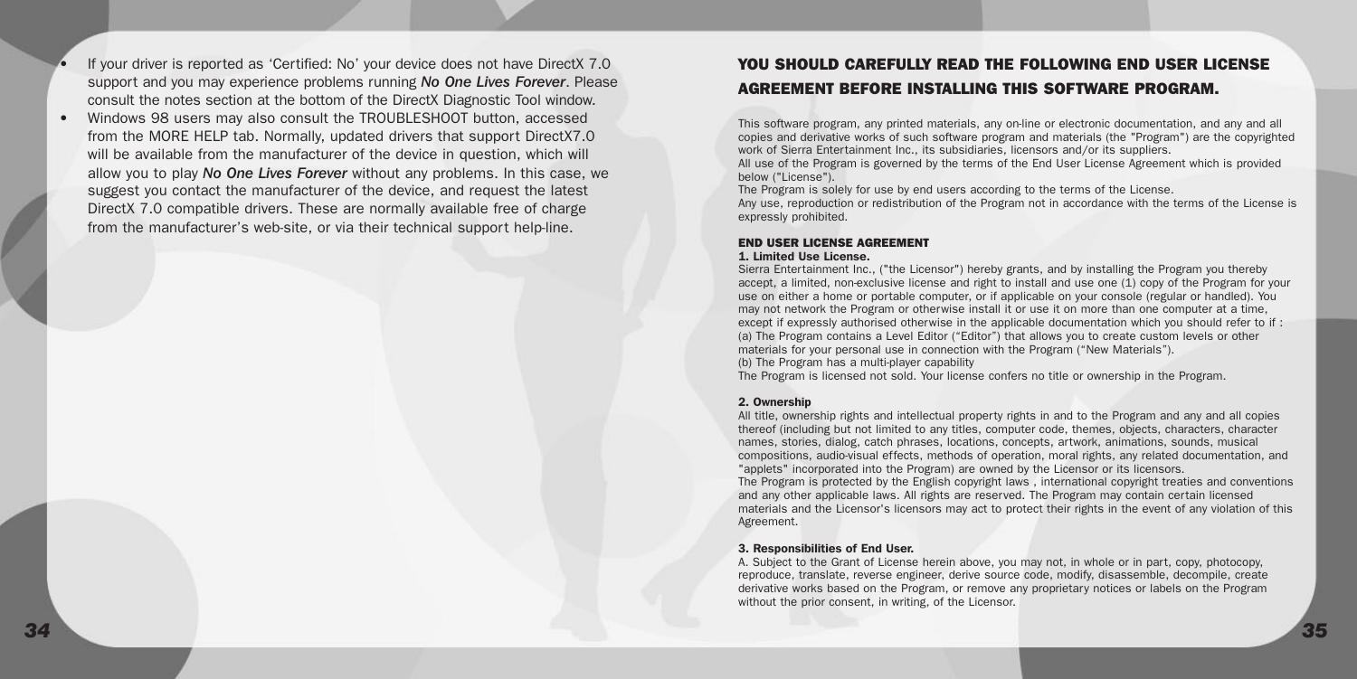- If your driver is reported as 'Certified: No' your device does not have DirectX 7.0 support and you may experience problems running ***No One Lives Forever***. Please consult the notes section at the bottom of the DirectX Diagnostic Tool window.
- Windows 98 users may also consult the TROUBLESHOOT button, accessed from the MORE HELP tab. Normally, updated drivers that support DirectX7.0 will be available from the manufacturer of the device in question, which will allow you to play ***No One Lives Forever*** without any problems. In this case, we suggest you contact the manufacturer of the device, and request the latest DirectX 7.0 compatible drivers. These are normally available free of charge from the manufacturer's web-site, or via their technical support help-line.

## YOU SHOULD CAREFULLY READ THE FOLLOWING END USER LICENSE AGREEMENT BEFORE INSTALLING THIS SOFTWARE PROGRAM.

This software program, any printed materials, any on-line or electronic documentation, and any and all copies and derivative works of such software program and materials (the "Program") are the copyrighted work of Sierra Entertainment Inc., its subsidiaries, licensors and/or its suppliers.
All use of the Program is governed by the terms of the End User License Agreement which is provided below ("License").
The Program is solely for use by end users according to the terms of the License.
Any use, reproduction or redistribution of the Program not in accordance with the terms of the License is expressly prohibited.

### END USER LICENSE AGREEMENT

**1. Limited Use License.**

Sierra Entertainment Inc., ("the Licensor") hereby grants, and by installing the Program you thereby accept, a limited, non-exclusive license and right to install and use one (1) copy of the Program for your use on either a home or portable computer, or if applicable on your console (regular or handled). You may not network the Program or otherwise install it or use it on more than one computer at a time, except if expressly authorised otherwise in the applicable documentation which you should refer to if :
(a) The Program contains a Level Editor ("Editor") that allows you to create custom levels or other materials for your personal use in connection with the Program ("New Materials").
(b) The Program has a multi-player capability
The Program is licensed not sold. Your license confers no title or ownership in the Program.

**2. Ownership**

All title, ownership rights and intellectual property rights in and to the Program and any and all copies thereof (including but not limited to any titles, computer code, themes, objects, characters, character names, stories, dialog, catch phrases, locations, concepts, artwork, animations, sounds, musical compositions, audio-visual effects, methods of operation, moral rights, any related documentation, and "applets" incorporated into the Program) are owned by the Licensor or its licensors.
The Program is protected by the English copyright laws , international copyright treaties and conventions and any other applicable laws. All rights are reserved. The Program may contain certain licensed materials and the Licensor's licensors may act to protect their rights in the event of any violation of this Agreement.

**3. Responsibilities of End User.**

A. Subject to the Grant of License herein above, you may not, in whole or in part, copy, photocopy, reproduce, translate, reverse engineer, derive source code, modify, disassemble, decompile, create derivative works based on the Program, or remove any proprietary notices or labels on the Program without the prior consent, in writing, of the Licensor.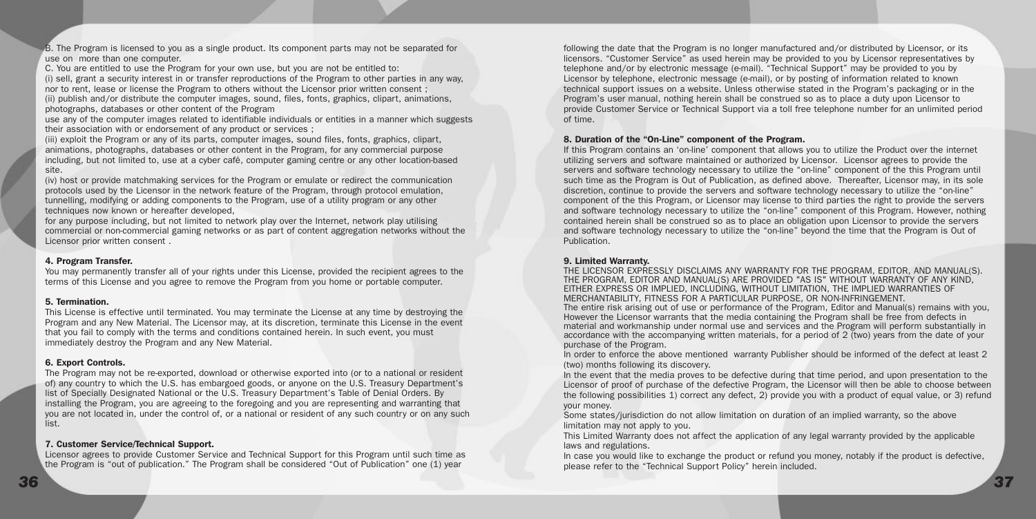B. The Program is licensed to you as a single product. Its component parts may not be separated for use on more than one computer.

C. You are entitled to use the Program for your own use, but you are not be entitled to:

(i) sell, grant a security interest in or transfer reproductions of the Program to other parties in any way, nor to rent, lease or license the Program to others without the Licensor prior written consent ;

(ii) publish and/or distribute the computer images, sound, files, fonts, graphics, clipart, animations, photographs, databases or other content of the Program

use any of the computer images related to identifiable individuals or entities in a manner which suggests their association with or endorsement of any product or services ;

(iii) exploit the Program or any of its parts, computer images, sound files, fonts, graphics, clipart, animations, photographs, databases or other content in the Program, for any commercial purpose including, but not limited to, use at a cyber café, computer gaming centre or any other location-based site.

(iv) host or provide matchmaking services for the Program or emulate or redirect the communication protocols used by the Licensor in the network feature of the Program, through protocol emulation, tunnelling, modifying or adding components to the Program, use of a utility program or any other techniques now known or hereafter developed,

for any purpose including, but not limited to network play over the Internet, network play utilising commercial or non-commercial gaming networks or as part of content aggregation networks without the Licensor prior written consent .

#### 4. Program Transfer.

You may permanently transfer all of your rights under this License, provided the recipient agrees to the terms of this License and you agree to remove the Program from you home or portable computer.

#### 5. Termination.

This License is effective until terminated. You may terminate the License at any time by destroying the Program and any New Material. The Licensor may, at its discretion, terminate this License in the event that you fail to comply with the terms and conditions contained herein. In such event, you must immediately destroy the Program and any New Material.

#### 6. Export Controls.

The Program may not be re-exported, download or otherwise exported into (or to a national or resident of) any country to which the U.S. has embargoed goods, or anyone on the U.S. Treasury Department's list of Specially Designated National or the U.S. Treasury Department's Table of Denial Orders. By installing the Program, you are agreeing to the foregoing and you are representing and warranting that you are not located in, under the control of, or a national or resident of any such country or on any such list.

#### 7. Customer Service/Technical Support.

Licensor agrees to provide Customer Service and Technical Support for this Program until such time as the Program is "out of publication." The Program shall be considered "Out of Publication" one (1) year following the date that the Program is no longer manufactured and/or distributed by Licensor, or its licensors. "Customer Service" as used herein may be provided to you by Licensor representatives by telephone and/or by electronic message (e-mail). "Technical Support" may be provided to you by Licensor by telephone, electronic message (e-mail), or by posting of information related to known technical support issues on a website. Unless otherwise stated in the Program's packaging or in the Program's user manual, nothing herein shall be construed so as to place a duty upon Licensor to provide Customer Service or Technical Support via a toll free telephone number for an unlimited period of time.

#### 8. Duration of the "On-Line" component of the Program.

If this Program contains an 'on-line' component that allows you to utilize the Product over the internet utilizing servers and software maintained or authorized by Licensor. Licensor agrees to provide the servers and software technology necessary to utilize the "on-line" component of the this Program until such time as the Program is Out of Publication, as defined above. Thereafter, Licensor may, in its sole discretion, continue to provide the servers and software technology necessary to utilize the "on-line" component of the this Program, or Licensor may license to third parties the right to provide the servers and software technology necessary to utilize the "on-line" component of this Program. However, nothing contained herein shall be construed so as to place an obligation upon Licensor to provide the servers and software technology necessary to utilize the "on-line" beyond the time that the Program is Out of Publication.

#### 9. Limited Warranty.

THE LICENSOR EXPRESSLY DISCLAIMS ANY WARRANTY FOR THE PROGRAM, EDITOR, AND MANUAL(S). THE PROGRAM, EDITOR AND MANUAL(S) ARE PROVIDED "AS IS" WITHOUT WARRANTY OF ANY KIND, EITHER EXPRESS OR IMPLIED, INCLUDING, WITHOUT LIMITATION, THE IMPLIED WARRANTIES OF MERCHANTABILITY, FITNESS FOR A PARTICULAR PURPOSE, OR NON-INFRINGEMENT.

The entire risk arising out of use or performance of the Program, Editor and Manual(s) remains with you, However the Licensor warrants that the media containing the Program shall be free from defects in material and workmanship under normal use and services and the Program will perform substantially in accordance with the accompanying written materials, for a period of 2 (two) years from the date of your purchase of the Program.

In order to enforce the above mentioned warranty Publisher should be informed of the defect at least 2 (two) months following its discovery.

In the event that the media proves to be defective during that time period, and upon presentation to the Licensor of proof of purchase of the defective Program, the Licensor will then be able to choose between the following possibilities 1) correct any defect, 2) provide you with a product of equal value, or 3) refund your money.

Some states/jurisdiction do not allow limitation on duration of an implied warranty, so the above limitation may not apply to you.

This Limited Warranty does not affect the application of any legal warranty provided by the applicable laws and regulations.

In case you would like to exchange the product or refund you money, notably if the product is defective, please refer to the "Technical Support Policy" herein included.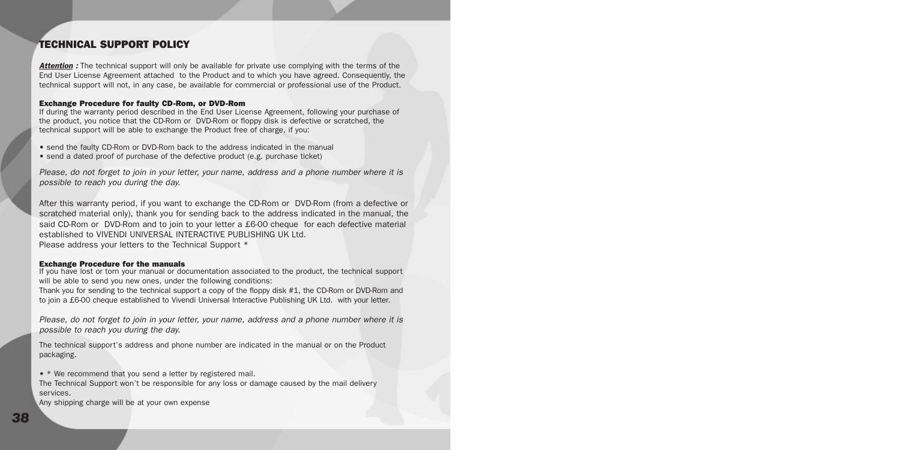## TECHNICAL SUPPORT POLICY

***Attention :*** The technical support will only be available for private use complying with the terms of the End User License Agreement attached to the Product and to which you have agreed. Consequently, the technical support will not, in any case, be available for commercial or professional use of the Product.

### Exchange Procedure for faulty CD-Rom, or DVD-Rom

If during the warranty period described in the End User License Agreement, following your purchase of the product, you notice that the CD-Rom or DVD-Rom or floppy disk is defective or scratched, the technical support will be able to exchange the Product free of charge, if you:

- send the faulty CD-Rom or DVD-Rom back to the address indicated in the manual
- send a dated proof of purchase of the defective product (e.g. purchase ticket)

*Please, do not forget to join in your letter, your name, address and a phone number where it is possible to reach you during the day.*

After this warranty period, if you want to exchange the CD-Rom or DVD-Rom (from a defective or scratched material only), thank you for sending back to the address indicated in the manual, the said CD-Rom or DVD-Rom and to join to your letter a £6-00 cheque for each defective material established to VIVENDI UNIVERSAL INTERACTIVE PUBLISHING UK Ltd.
Please address your letters to the Technical Support *

### Exchange Procedure for the manuals

If you have lost or torn your manual or documentation associated to the product, the technical support will be able to send you new ones, under the following conditions:
Thank you for sending to the technical support a copy of the floppy disk #1, the CD-Rom or DVD-Rom and to join a £6-00 cheque established to Vivendi Universal Interactive Publishing UK Ltd. with your letter.

*Please, do not forget to join in your letter, your name, address and a phone number where it is possible to reach you during the day.*

The technical support's address and phone number are indicated in the manual or on the Product packaging.

- * We recommend that you send a letter by registered mail.

The Technical Support won't be responsible for any loss or damage caused by the mail delivery services.
Any shipping charge will be at your own expense